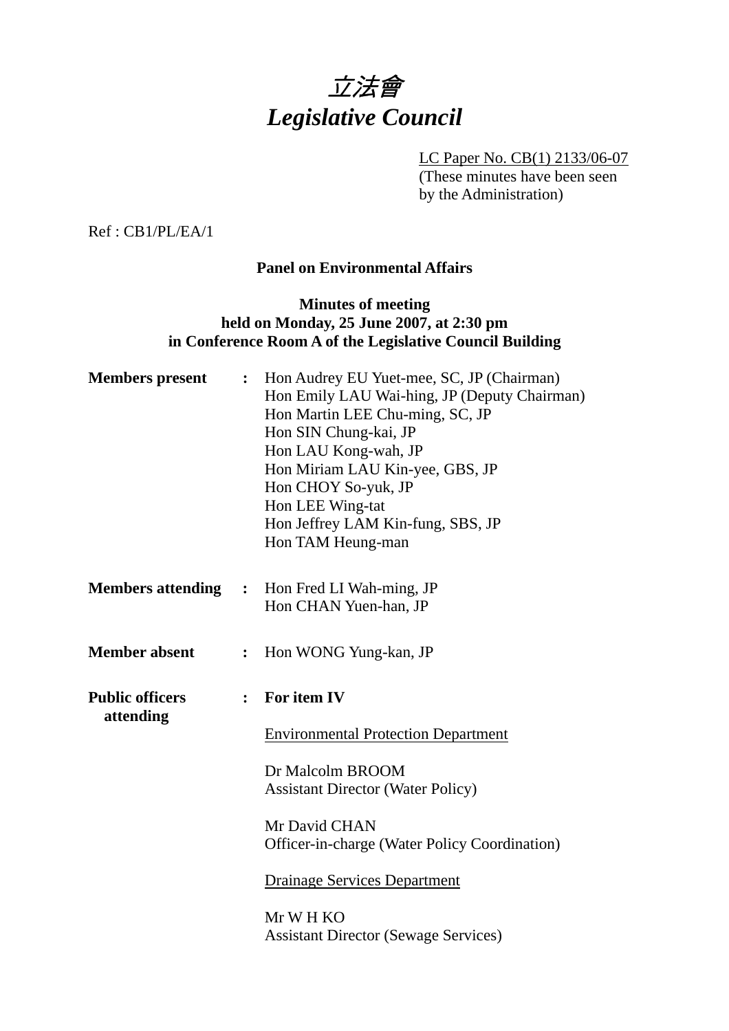# *立法會*
# *Legislative Council*

LC Paper No. CB(1) 2133/06-07
(These minutes have been seen by the Administration)

Ref : CB1/PL/EA/1

**Panel on Environmental Affairs**

**Minutes of meeting**
**held on Monday, 25 June 2007, at 2:30 pm**
**in Conference Room A of the Legislative Council Building**

**Members present** : Hon Audrey EU Yuet-mee, SC, JP (Chairman)
Hon Emily LAU Wai-hing, JP (Deputy Chairman)
Hon Martin LEE Chu-ming, SC, JP
Hon SIN Chung-kai, JP
Hon LAU Kong-wah, JP
Hon Miriam LAU Kin-yee, GBS, JP
Hon CHOY So-yuk, JP
Hon LEE Wing-tat
Hon Jeffrey LAM Kin-fung, SBS, JP
Hon TAM Heung-man

**Members attending** : Hon Fred LI Wah-ming, JP
Hon CHAN Yuen-han, JP

**Member absent** : Hon WONG Yung-kan, JP

**Public officers attending** : **For item IV**

Environmental Protection Department

Dr Malcolm BROOM
Assistant Director (Water Policy)

Mr David CHAN
Officer-in-charge (Water Policy Coordination)

Drainage Services Department

Mr W H KO
Assistant Director (Sewage Services)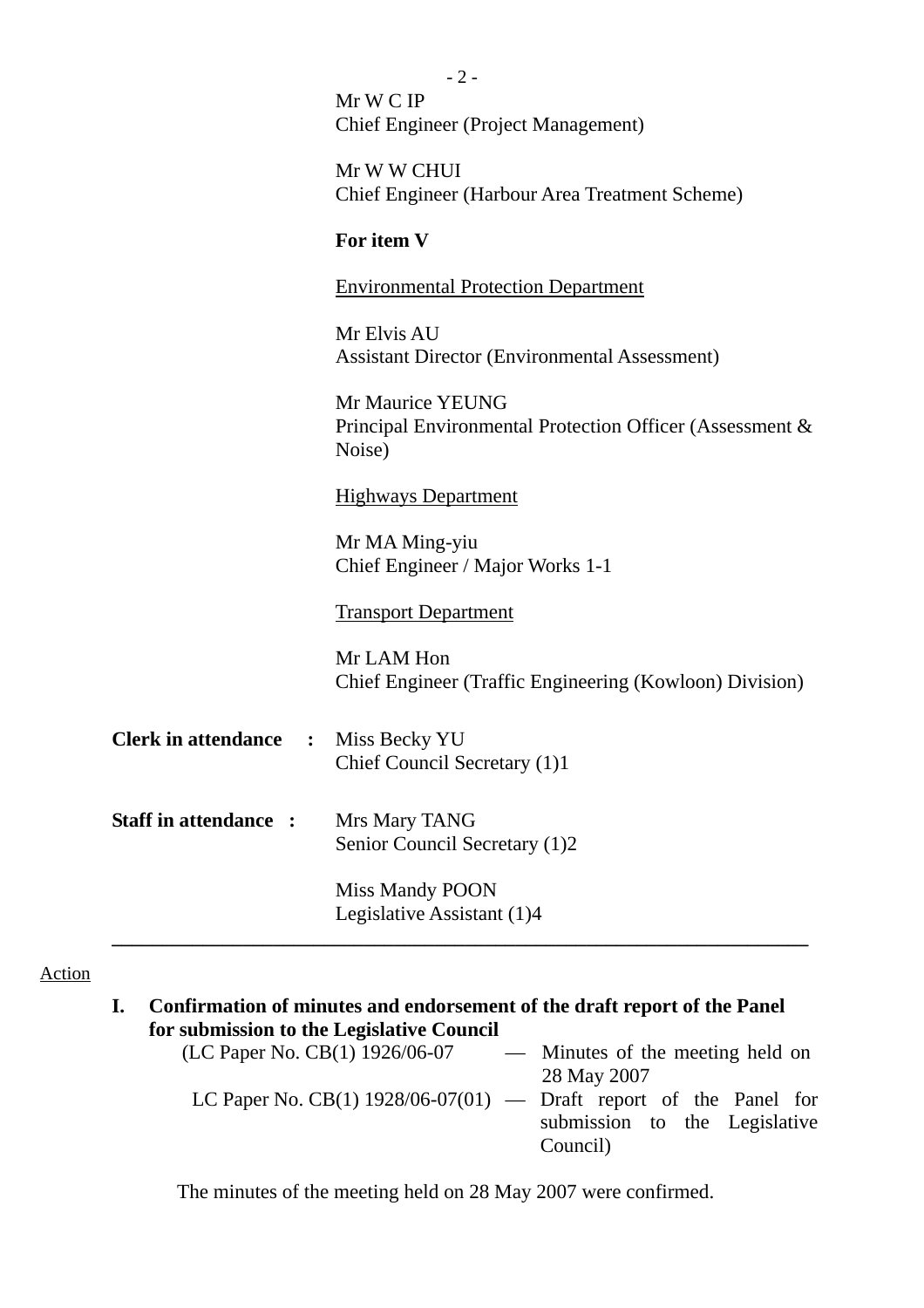Mr W C IP
Chief Engineer (Project Management)

Mr W W CHUI
Chief Engineer (Harbour Area Treatment Scheme)

**For item V**

Environmental Protection Department

Mr Elvis AU
Assistant Director (Environmental Assessment)

Mr Maurice YEUNG
Principal Environmental Protection Officer (Assessment & Noise)

Highways Department

Mr MA Ming-yiu
Chief Engineer / Major Works 1-1

Transport Department

Mr LAM Hon
Chief Engineer (Traffic Engineering (Kowloon) Division)

**Clerk in attendance :** Miss Becky YU
Chief Council Secretary (1)1

**Staff in attendance :** Mrs Mary TANG
Senior Council Secretary (1)2

Miss Mandy POON
Legislative Assistant (1)4

---

Action

**I. Confirmation of minutes and endorsement of the draft report of the Panel for submission to the Legislative Council**

(LC Paper No. CB(1) 1926/06-07 — Minutes of the meeting held on 28 May 2007

LC Paper No. CB(1) 1928/06-07(01) — Draft report of the Panel for submission to the Legislative Council)

The minutes of the meeting held on 28 May 2007 were confirmed.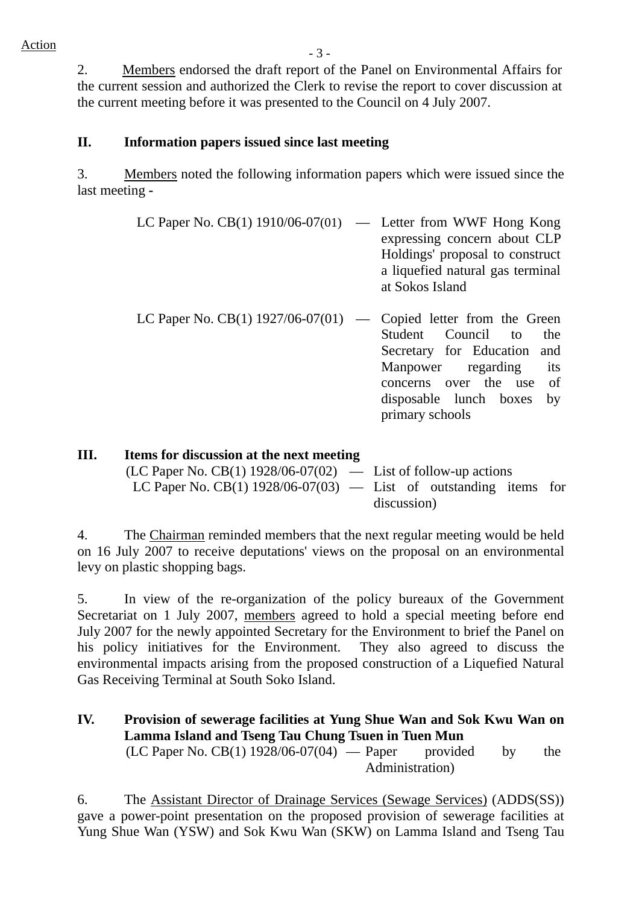Action

2. Members endorsed the draft report of the Panel on Environmental Affairs for the current session and authorized the Clerk to revise the report to cover discussion at the current meeting before it was presented to the Council on 4 July 2007.

## II. Information papers issued since last meeting

3. Members noted the following information papers which were issued since the last meeting -

| | | |
|---|---|---|
| LC Paper No. CB(1) 1910/06-07(01) | — | Letter from WWF Hong Kong expressing concern about CLP Holdings' proposal to construct a liquefied natural gas terminal at Sokos Island |
| LC Paper No. CB(1) 1927/06-07(01) | — | Copied letter from the Green Student Council to the Secretary for Education and Manpower regarding its concerns over the use of disposable lunch boxes by primary schools |

## III. Items for discussion at the next meeting

(LC Paper No. CB(1) 1928/06-07(02) — List of follow-up actions
LC Paper No. CB(1) 1928/06-07(03) — List of outstanding items for discussion)

4. The Chairman reminded members that the next regular meeting would be held on 16 July 2007 to receive deputations' views on the proposal on an environmental levy on plastic shopping bags.

5. In view of the re-organization of the policy bureaux of the Government Secretariat on 1 July 2007, members agreed to hold a special meeting before end July 2007 for the newly appointed Secretary for the Environment to brief the Panel on his policy initiatives for the Environment. They also agreed to discuss the environmental impacts arising from the proposed construction of a Liquefied Natural Gas Receiving Terminal at South Soko Island.

## IV. Provision of sewerage facilities at Yung Shue Wan and Sok Kwu Wan on Lamma Island and Tseng Tau Chung Tsuen in Tuen Mun

(LC Paper No. CB(1) 1928/06-07(04) — Paper provided by the Administration)

6. The Assistant Director of Drainage Services (Sewage Services) (ADDS(SS)) gave a power-point presentation on the proposed provision of sewerage facilities at Yung Shue Wan (YSW) and Sok Kwu Wan (SKW) on Lamma Island and Tseng Tau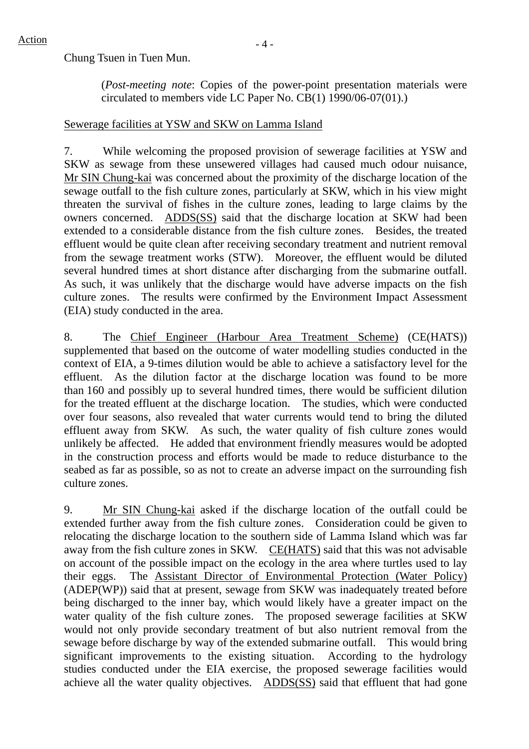Chung Tsuen in Tuen Mun.

> (*Post-meeting note*: Copies of the power-point presentation materials were circulated to members vide LC Paper No. CB(1) 1990/06-07(01).)

Sewerage facilities at YSW and SKW on Lamma Island

7. While welcoming the proposed provision of sewerage facilities at YSW and SKW as sewage from these unsewered villages had caused much odour nuisance, Mr SIN Chung-kai was concerned about the proximity of the discharge location of the sewage outfall to the fish culture zones, particularly at SKW, which in his view might threaten the survival of fishes in the culture zones, leading to large claims by the owners concerned. ADDS(SS) said that the discharge location at SKW had been extended to a considerable distance from the fish culture zones. Besides, the treated effluent would be quite clean after receiving secondary treatment and nutrient removal from the sewage treatment works (STW). Moreover, the effluent would be diluted several hundred times at short distance after discharging from the submarine outfall. As such, it was unlikely that the discharge would have adverse impacts on the fish culture zones. The results were confirmed by the Environment Impact Assessment (EIA) study conducted in the area.

8. The Chief Engineer (Harbour Area Treatment Scheme) (CE(HATS)) supplemented that based on the outcome of water modelling studies conducted in the context of EIA, a 9-times dilution would be able to achieve a satisfactory level for the effluent. As the dilution factor at the discharge location was found to be more than 160 and possibly up to several hundred times, there would be sufficient dilution for the treated effluent at the discharge location. The studies, which were conducted over four seasons, also revealed that water currents would tend to bring the diluted effluent away from SKW. As such, the water quality of fish culture zones would unlikely be affected. He added that environment friendly measures would be adopted in the construction process and efforts would be made to reduce disturbance to the seabed as far as possible, so as not to create an adverse impact on the surrounding fish culture zones.

9. Mr SIN Chung-kai asked if the discharge location of the outfall could be extended further away from the fish culture zones. Consideration could be given to relocating the discharge location to the southern side of Lamma Island which was far away from the fish culture zones in SKW. CE(HATS) said that this was not advisable on account of the possible impact on the ecology in the area where turtles used to lay their eggs. The Assistant Director of Environmental Protection (Water Policy) (ADEP(WP)) said that at present, sewage from SKW was inadequately treated before being discharged to the inner bay, which would likely have a greater impact on the water quality of the fish culture zones. The proposed sewerage facilities at SKW would not only provide secondary treatment of but also nutrient removal from the sewage before discharge by way of the extended submarine outfall. This would bring significant improvements to the existing situation. According to the hydrology studies conducted under the EIA exercise, the proposed sewerage facilities would achieve all the water quality objectives. ADDS(SS) said that effluent that had gone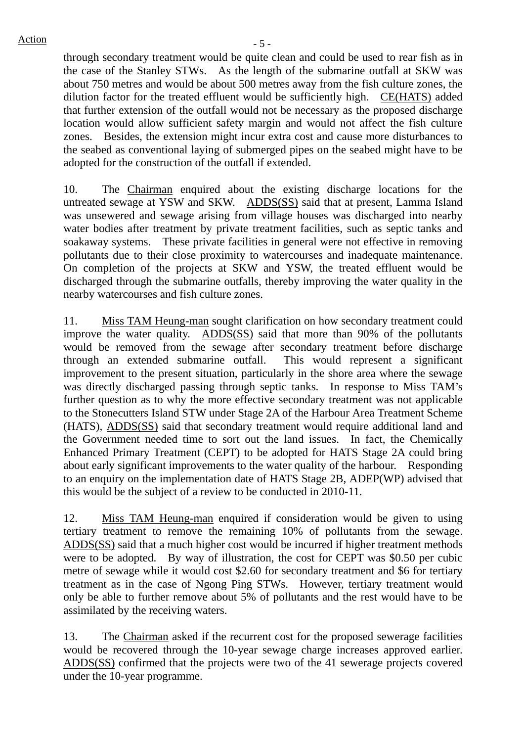Action

through secondary treatment would be quite clean and could be used to rear fish as in the case of the Stanley STWs. As the length of the submarine outfall at SKW was about 750 metres and would be about 500 metres away from the fish culture zones, the dilution factor for the treated effluent would be sufficiently high. CE(HATS) added that further extension of the outfall would not be necessary as the proposed discharge location would allow sufficient safety margin and would not affect the fish culture zones. Besides, the extension might incur extra cost and cause more disturbances to the seabed as conventional laying of submerged pipes on the seabed might have to be adopted for the construction of the outfall if extended.

10. The Chairman enquired about the existing discharge locations for the untreated sewage at YSW and SKW. ADDS(SS) said that at present, Lamma Island was unsewered and sewage arising from village houses was discharged into nearby water bodies after treatment by private treatment facilities, such as septic tanks and soakaway systems. These private facilities in general were not effective in removing pollutants due to their close proximity to watercourses and inadequate maintenance. On completion of the projects at SKW and YSW, the treated effluent would be discharged through the submarine outfalls, thereby improving the water quality in the nearby watercourses and fish culture zones.

11. Miss TAM Heung-man sought clarification on how secondary treatment could improve the water quality. ADDS(SS) said that more than 90% of the pollutants would be removed from the sewage after secondary treatment before discharge through an extended submarine outfall. This would represent a significant improvement to the present situation, particularly in the shore area where the sewage was directly discharged passing through septic tanks. In response to Miss TAM's further question as to why the more effective secondary treatment was not applicable to the Stonecutters Island STW under Stage 2A of the Harbour Area Treatment Scheme (HATS), ADDS(SS) said that secondary treatment would require additional land and the Government needed time to sort out the land issues. In fact, the Chemically Enhanced Primary Treatment (CEPT) to be adopted for HATS Stage 2A could bring about early significant improvements to the water quality of the harbour. Responding to an enquiry on the implementation date of HATS Stage 2B, ADEP(WP) advised that this would be the subject of a review to be conducted in 2010-11.

12. Miss TAM Heung-man enquired if consideration would be given to using tertiary treatment to remove the remaining 10% of pollutants from the sewage. ADDS(SS) said that a much higher cost would be incurred if higher treatment methods were to be adopted. By way of illustration, the cost for CEPT was $0.50 per cubic metre of sewage while it would cost $2.60 for secondary treatment and $6 for tertiary treatment as in the case of Ngong Ping STWs. However, tertiary treatment would only be able to further remove about 5% of pollutants and the rest would have to be assimilated by the receiving waters.

13. The Chairman asked if the recurrent cost for the proposed sewerage facilities would be recovered through the 10-year sewage charge increases approved earlier. ADDS(SS) confirmed that the projects were two of the 41 sewerage projects covered under the 10-year programme.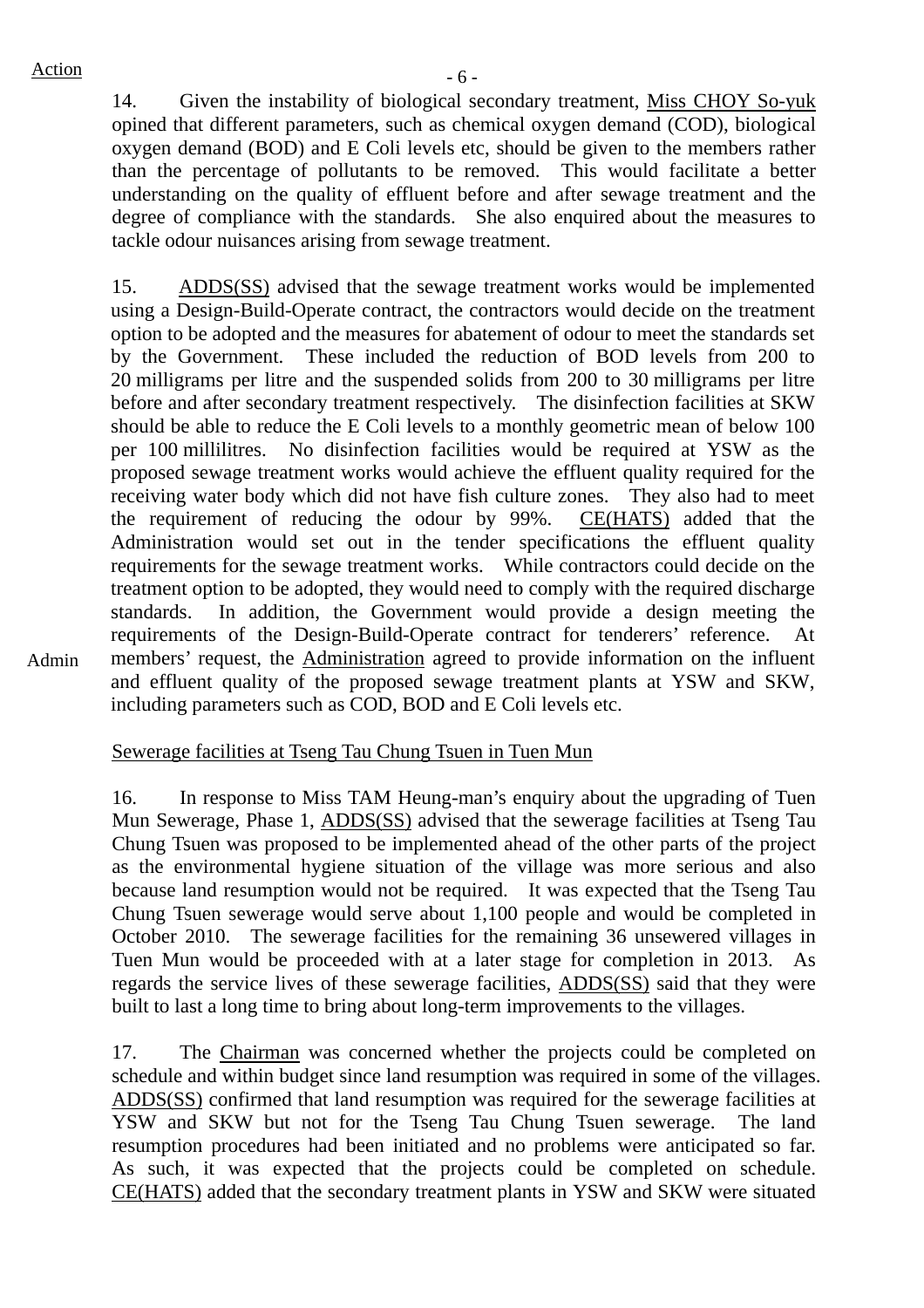Action

14. Given the instability of biological secondary treatment, Miss CHOY So-yuk opined that different parameters, such as chemical oxygen demand (COD), biological oxygen demand (BOD) and E Coli levels etc, should be given to the members rather than the percentage of pollutants to be removed. This would facilitate a better understanding on the quality of effluent before and after sewage treatment and the degree of compliance with the standards. She also enquired about the measures to tackle odour nuisances arising from sewage treatment.

15. ADDS(SS) advised that the sewage treatment works would be implemented using a Design-Build-Operate contract, the contractors would decide on the treatment option to be adopted and the measures for abatement of odour to meet the standards set by the Government. These included the reduction of BOD levels from 200 to 20 milligrams per litre and the suspended solids from 200 to 30 milligrams per litre before and after secondary treatment respectively. The disinfection facilities at SKW should be able to reduce the E Coli levels to a monthly geometric mean of below 100 per 100 millilitres. No disinfection facilities would be required at YSW as the proposed sewage treatment works would achieve the effluent quality required for the receiving water body which did not have fish culture zones. They also had to meet the requirement of reducing the odour by 99%. CE(HATS) added that the Administration would set out in the tender specifications the effluent quality requirements for the sewage treatment works. While contractors could decide on the treatment option to be adopted, they would need to comply with the required discharge standards. In addition, the Government would provide a design meeting the requirements of the Design-Build-Operate contract for tenderers' reference. At members' request, the Administration agreed to provide information on the influent and effluent quality of the proposed sewage treatment plants at YSW and SKW, including parameters such as COD, BOD and E Coli levels etc.

Admin

Sewerage facilities at Tseng Tau Chung Tsuen in Tuen Mun

16. In response to Miss TAM Heung-man's enquiry about the upgrading of Tuen Mun Sewerage, Phase 1, ADDS(SS) advised that the sewerage facilities at Tseng Tau Chung Tsuen was proposed to be implemented ahead of the other parts of the project as the environmental hygiene situation of the village was more serious and also because land resumption would not be required. It was expected that the Tseng Tau Chung Tsuen sewerage would serve about 1,100 people and would be completed in October 2010. The sewerage facilities for the remaining 36 unsewered villages in Tuen Mun would be proceeded with at a later stage for completion in 2013. As regards the service lives of these sewerage facilities, ADDS(SS) said that they were built to last a long time to bring about long-term improvements to the villages.

17. The Chairman was concerned whether the projects could be completed on schedule and within budget since land resumption was required in some of the villages. ADDS(SS) confirmed that land resumption was required for the sewerage facilities at YSW and SKW but not for the Tseng Tau Chung Tsuen sewerage. The land resumption procedures had been initiated and no problems were anticipated so far. As such, it was expected that the projects could be completed on schedule. CE(HATS) added that the secondary treatment plants in YSW and SKW were situated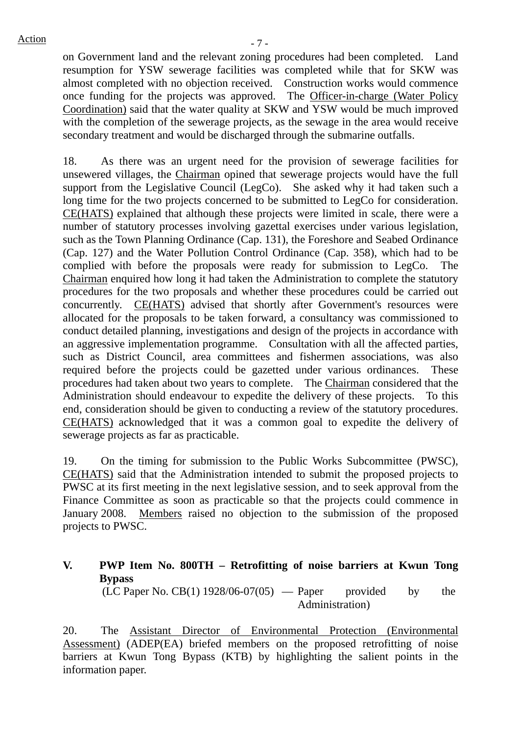on Government land and the relevant zoning procedures had been completed. Land resumption for YSW sewerage facilities was completed while that for SKW was almost completed with no objection received. Construction works would commence once funding for the projects was approved. The Officer-in-charge (Water Policy Coordination) said that the water quality at SKW and YSW would be much improved with the completion of the sewerage projects, as the sewage in the area would receive secondary treatment and would be discharged through the submarine outfalls.

18. As there was an urgent need for the provision of sewerage facilities for unsewered villages, the Chairman opined that sewerage projects would have the full support from the Legislative Council (LegCo). She asked why it had taken such a long time for the two projects concerned to be submitted to LegCo for consideration. CE(HATS) explained that although these projects were limited in scale, there were a number of statutory processes involving gazettal exercises under various legislation, such as the Town Planning Ordinance (Cap. 131), the Foreshore and Seabed Ordinance (Cap. 127) and the Water Pollution Control Ordinance (Cap. 358), which had to be complied with before the proposals were ready for submission to LegCo. The Chairman enquired how long it had taken the Administration to complete the statutory procedures for the two proposals and whether these procedures could be carried out concurrently. CE(HATS) advised that shortly after Government's resources were allocated for the proposals to be taken forward, a consultancy was commissioned to conduct detailed planning, investigations and design of the projects in accordance with an aggressive implementation programme. Consultation with all the affected parties, such as District Council, area committees and fishermen associations, was also required before the projects could be gazetted under various ordinances. These procedures had taken about two years to complete. The Chairman considered that the Administration should endeavour to expedite the delivery of these projects. To this end, consideration should be given to conducting a review of the statutory procedures. CE(HATS) acknowledged that it was a common goal to expedite the delivery of sewerage projects as far as practicable.

19. On the timing for submission to the Public Works Subcommittee (PWSC), CE(HATS) said that the Administration intended to submit the proposed projects to PWSC at its first meeting in the next legislative session, and to seek approval from the Finance Committee as soon as practicable so that the projects could commence in January 2008. Members raised no objection to the submission of the proposed projects to PWSC.

**V. PWP Item No. 800TH – Retrofitting of noise barriers at Kwun Tong Bypass**

(LC Paper No. CB(1) 1928/06-07(05) — Paper provided by the Administration)

20. The Assistant Director of Environmental Protection (Environmental Assessment) (ADEP(EA) briefed members on the proposed retrofitting of noise barriers at Kwun Tong Bypass (KTB) by highlighting the salient points in the information paper.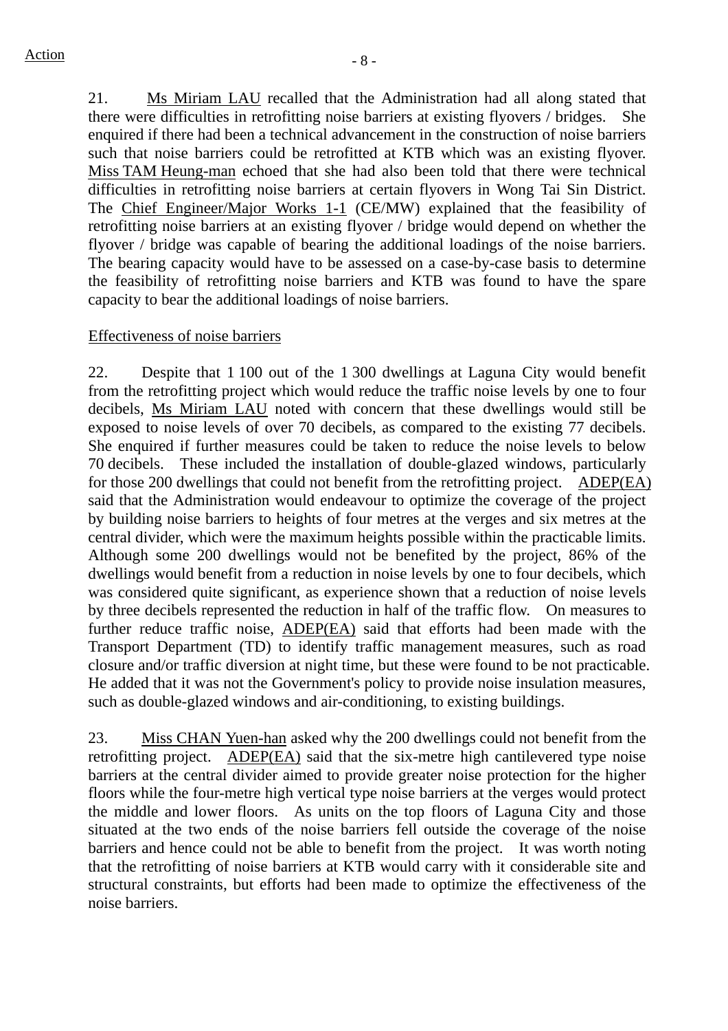21. Ms Miriam LAU recalled that the Administration had all along stated that there were difficulties in retrofitting noise barriers at existing flyovers / bridges. She enquired if there had been a technical advancement in the construction of noise barriers such that noise barriers could be retrofitted at KTB which was an existing flyover. Miss TAM Heung-man echoed that she had also been told that there were technical difficulties in retrofitting noise barriers at certain flyovers in Wong Tai Sin District. The Chief Engineer/Major Works 1-1 (CE/MW) explained that the feasibility of retrofitting noise barriers at an existing flyover / bridge would depend on whether the flyover / bridge was capable of bearing the additional loadings of the noise barriers. The bearing capacity would have to be assessed on a case-by-case basis to determine the feasibility of retrofitting noise barriers and KTB was found to have the spare capacity to bear the additional loadings of noise barriers.

Effectiveness of noise barriers

22. Despite that 1 100 out of the 1 300 dwellings at Laguna City would benefit from the retrofitting project which would reduce the traffic noise levels by one to four decibels, Ms Miriam LAU noted with concern that these dwellings would still be exposed to noise levels of over 70 decibels, as compared to the existing 77 decibels. She enquired if further measures could be taken to reduce the noise levels to below 70 decibels. These included the installation of double-glazed windows, particularly for those 200 dwellings that could not benefit from the retrofitting project. ADEP(EA) said that the Administration would endeavour to optimize the coverage of the project by building noise barriers to heights of four metres at the verges and six metres at the central divider, which were the maximum heights possible within the practicable limits. Although some 200 dwellings would not be benefited by the project, 86% of the dwellings would benefit from a reduction in noise levels by one to four decibels, which was considered quite significant, as experience shown that a reduction of noise levels by three decibels represented the reduction in half of the traffic flow. On measures to further reduce traffic noise, ADEP(EA) said that efforts had been made with the Transport Department (TD) to identify traffic management measures, such as road closure and/or traffic diversion at night time, but these were found to be not practicable. He added that it was not the Government's policy to provide noise insulation measures, such as double-glazed windows and air-conditioning, to existing buildings.

23. Miss CHAN Yuen-han asked why the 200 dwellings could not benefit from the retrofitting project. ADEP(EA) said that the six-metre high cantilevered type noise barriers at the central divider aimed to provide greater noise protection for the higher floors while the four-metre high vertical type noise barriers at the verges would protect the middle and lower floors. As units on the top floors of Laguna City and those situated at the two ends of the noise barriers fell outside the coverage of the noise barriers and hence could not be able to benefit from the project. It was worth noting that the retrofitting of noise barriers at KTB would carry with it considerable site and structural constraints, but efforts had been made to optimize the effectiveness of the noise barriers.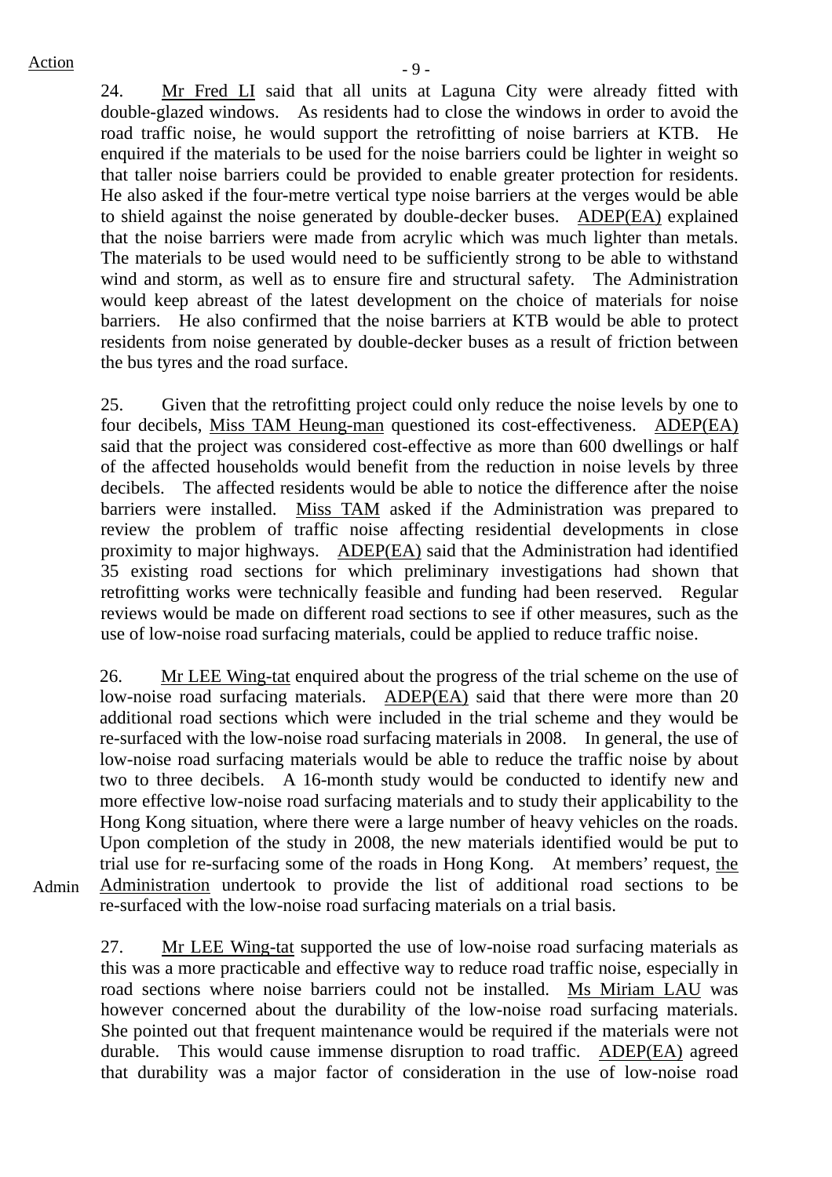Action

24. Mr Fred LI said that all units at Laguna City were already fitted with double-glazed windows. As residents had to close the windows in order to avoid the road traffic noise, he would support the retrofitting of noise barriers at KTB. He enquired if the materials to be used for the noise barriers could be lighter in weight so that taller noise barriers could be provided to enable greater protection for residents. He also asked if the four-metre vertical type noise barriers at the verges would be able to shield against the noise generated by double-decker buses. ADEP(EA) explained that the noise barriers were made from acrylic which was much lighter than metals. The materials to be used would need to be sufficiently strong to be able to withstand wind and storm, as well as to ensure fire and structural safety. The Administration would keep abreast of the latest development on the choice of materials for noise barriers. He also confirmed that the noise barriers at KTB would be able to protect residents from noise generated by double-decker buses as a result of friction between the bus tyres and the road surface.

25. Given that the retrofitting project could only reduce the noise levels by one to four decibels, Miss TAM Heung-man questioned its cost-effectiveness. ADEP(EA) said that the project was considered cost-effective as more than 600 dwellings or half of the affected households would benefit from the reduction in noise levels by three decibels. The affected residents would be able to notice the difference after the noise barriers were installed. Miss TAM asked if the Administration was prepared to review the problem of traffic noise affecting residential developments in close proximity to major highways. ADEP(EA) said that the Administration had identified 35 existing road sections for which preliminary investigations had shown that retrofitting works were technically feasible and funding had been reserved. Regular reviews would be made on different road sections to see if other measures, such as the use of low-noise road surfacing materials, could be applied to reduce traffic noise.

26. Mr LEE Wing-tat enquired about the progress of the trial scheme on the use of low-noise road surfacing materials. ADEP(EA) said that there were more than 20 additional road sections which were included in the trial scheme and they would be re-surfaced with the low-noise road surfacing materials in 2008. In general, the use of low-noise road surfacing materials would be able to reduce the traffic noise by about two to three decibels. A 16-month study would be conducted to identify new and more effective low-noise road surfacing materials and to study their applicability to the Hong Kong situation, where there were a large number of heavy vehicles on the roads. Upon completion of the study in 2008, the new materials identified would be put to trial use for re-surfacing some of the roads in Hong Kong. At members' request, the Administration undertook to provide the list of additional road sections to be re-surfaced with the low-noise road surfacing materials on a trial basis. **Admin**

27. Mr LEE Wing-tat supported the use of low-noise road surfacing materials as this was a more practicable and effective way to reduce road traffic noise, especially in road sections where noise barriers could not be installed. Ms Miriam LAU was however concerned about the durability of the low-noise road surfacing materials. She pointed out that frequent maintenance would be required if the materials were not durable. This would cause immense disruption to road traffic. ADEP(EA) agreed that durability was a major factor of consideration in the use of low-noise road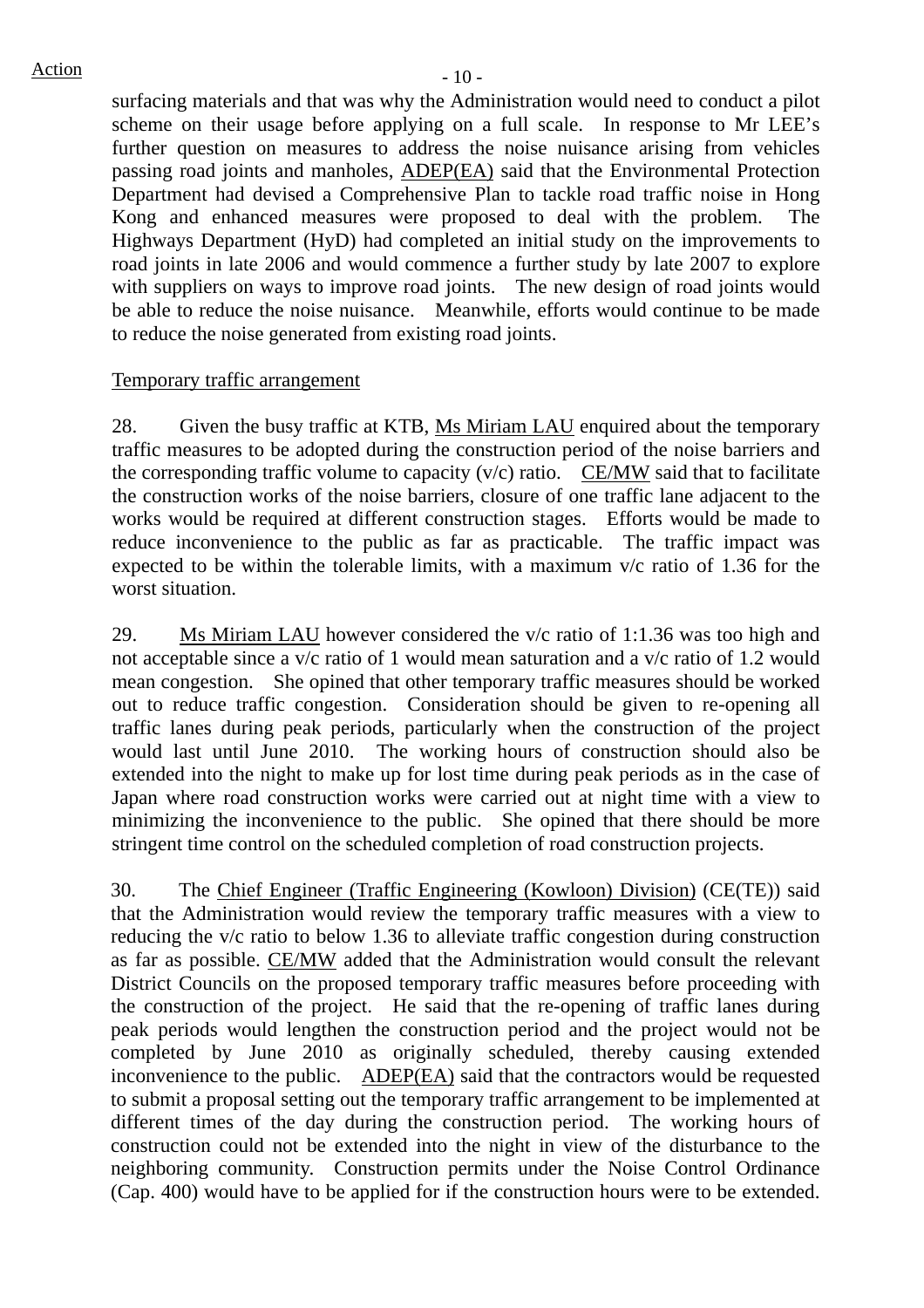Action

surfacing materials and that was why the Administration would need to conduct a pilot scheme on their usage before applying on a full scale. In response to Mr LEE's further question on measures to address the noise nuisance arising from vehicles passing road joints and manholes, ADEP(EA) said that the Environmental Protection Department had devised a Comprehensive Plan to tackle road traffic noise in Hong Kong and enhanced measures were proposed to deal with the problem. The Highways Department (HyD) had completed an initial study on the improvements to road joints in late 2006 and would commence a further study by late 2007 to explore with suppliers on ways to improve road joints. The new design of road joints would be able to reduce the noise nuisance. Meanwhile, efforts would continue to be made to reduce the noise generated from existing road joints.

Temporary traffic arrangement

28. Given the busy traffic at KTB, Ms Miriam LAU enquired about the temporary traffic measures to be adopted during the construction period of the noise barriers and the corresponding traffic volume to capacity (v/c) ratio. CE/MW said that to facilitate the construction works of the noise barriers, closure of one traffic lane adjacent to the works would be required at different construction stages. Efforts would be made to reduce inconvenience to the public as far as practicable. The traffic impact was expected to be within the tolerable limits, with a maximum v/c ratio of 1.36 for the worst situation.

29. Ms Miriam LAU however considered the v/c ratio of 1:1.36 was too high and not acceptable since a v/c ratio of 1 would mean saturation and a v/c ratio of 1.2 would mean congestion. She opined that other temporary traffic measures should be worked out to reduce traffic congestion. Consideration should be given to re-opening all traffic lanes during peak periods, particularly when the construction of the project would last until June 2010. The working hours of construction should also be extended into the night to make up for lost time during peak periods as in the case of Japan where road construction works were carried out at night time with a view to minimizing the inconvenience to the public. She opined that there should be more stringent time control on the scheduled completion of road construction projects.

30. The Chief Engineer (Traffic Engineering (Kowloon) Division) (CE(TE)) said that the Administration would review the temporary traffic measures with a view to reducing the v/c ratio to below 1.36 to alleviate traffic congestion during construction as far as possible. CE/MW added that the Administration would consult the relevant District Councils on the proposed temporary traffic measures before proceeding with the construction of the project. He said that the re-opening of traffic lanes during peak periods would lengthen the construction period and the project would not be completed by June 2010 as originally scheduled, thereby causing extended inconvenience to the public. ADEP(EA) said that the contractors would be requested to submit a proposal setting out the temporary traffic arrangement to be implemented at different times of the day during the construction period. The working hours of construction could not be extended into the night in view of the disturbance to the neighboring community. Construction permits under the Noise Control Ordinance (Cap. 400) would have to be applied for if the construction hours were to be extended.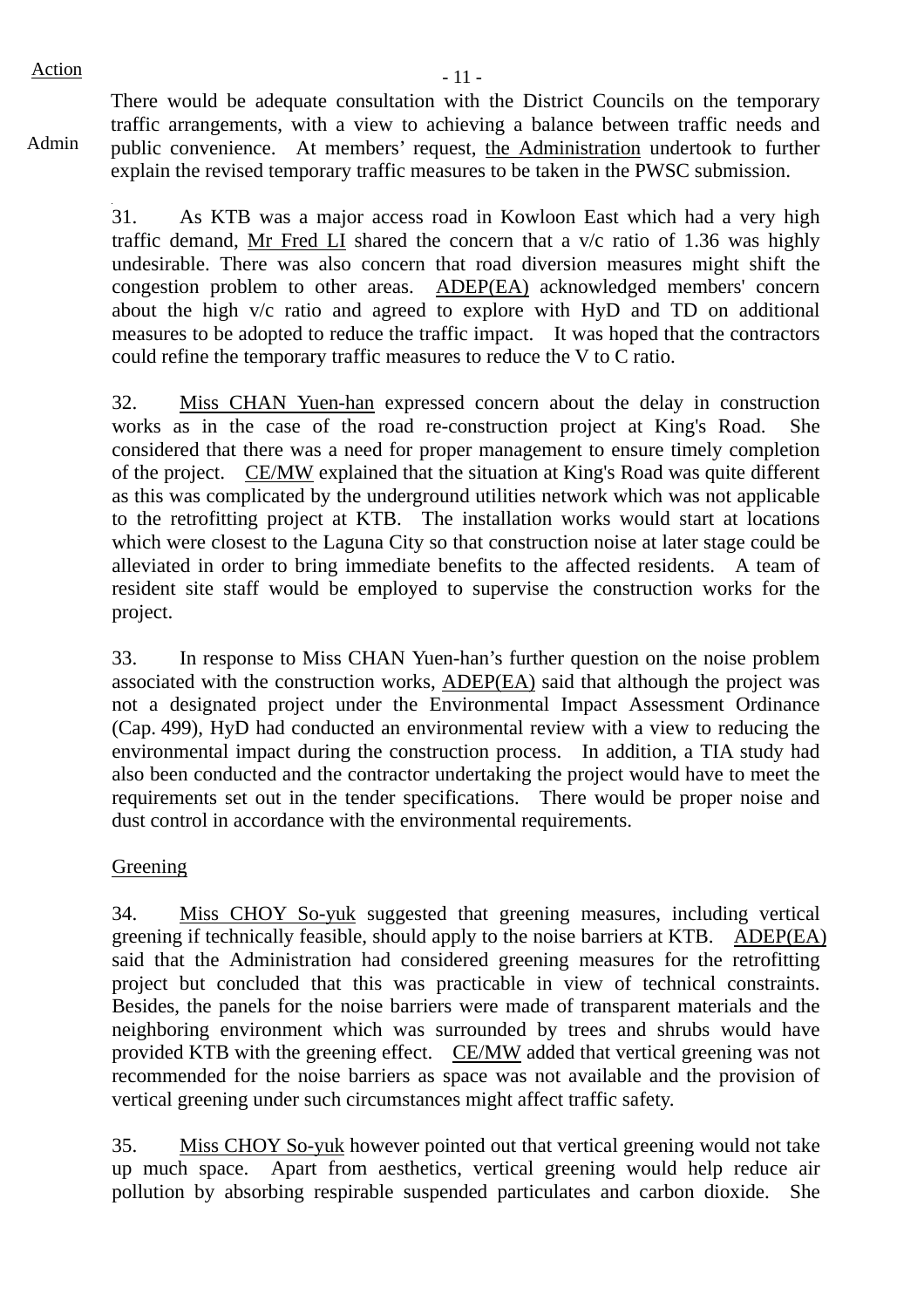Action

There would be adequate consultation with the District Councils on the temporary traffic arrangements, with a view to achieving a balance between traffic needs and public convenience. At members' request, the Administration undertook to further explain the revised temporary traffic measures to be taken in the PWSC submission.

Admin

31. As KTB was a major access road in Kowloon East which had a very high traffic demand, Mr Fred LI shared the concern that a v/c ratio of 1.36 was highly undesirable. There was also concern that road diversion measures might shift the congestion problem to other areas. ADEP(EA) acknowledged members' concern about the high v/c ratio and agreed to explore with HyD and TD on additional measures to be adopted to reduce the traffic impact. It was hoped that the contractors could refine the temporary traffic measures to reduce the V to C ratio.

32. Miss CHAN Yuen-han expressed concern about the delay in construction works as in the case of the road re-construction project at King's Road. She considered that there was a need for proper management to ensure timely completion of the project. CE/MW explained that the situation at King's Road was quite different as this was complicated by the underground utilities network which was not applicable to the retrofitting project at KTB. The installation works would start at locations which were closest to the Laguna City so that construction noise at later stage could be alleviated in order to bring immediate benefits to the affected residents. A team of resident site staff would be employed to supervise the construction works for the project.

33. In response to Miss CHAN Yuen-han's further question on the noise problem associated with the construction works, ADEP(EA) said that although the project was not a designated project under the Environmental Impact Assessment Ordinance (Cap. 499), HyD had conducted an environmental review with a view to reducing the environmental impact during the construction process. In addition, a TIA study had also been conducted and the contractor undertaking the project would have to meet the requirements set out in the tender specifications. There would be proper noise and dust control in accordance with the environmental requirements.

Greening

34. Miss CHOY So-yuk suggested that greening measures, including vertical greening if technically feasible, should apply to the noise barriers at KTB. ADEP(EA) said that the Administration had considered greening measures for the retrofitting project but concluded that this was practicable in view of technical constraints. Besides, the panels for the noise barriers were made of transparent materials and the neighboring environment which was surrounded by trees and shrubs would have provided KTB with the greening effect. CE/MW added that vertical greening was not recommended for the noise barriers as space was not available and the provision of vertical greening under such circumstances might affect traffic safety.

35. Miss CHOY So-yuk however pointed out that vertical greening would not take up much space. Apart from aesthetics, vertical greening would help reduce air pollution by absorbing respirable suspended particulates and carbon dioxide. She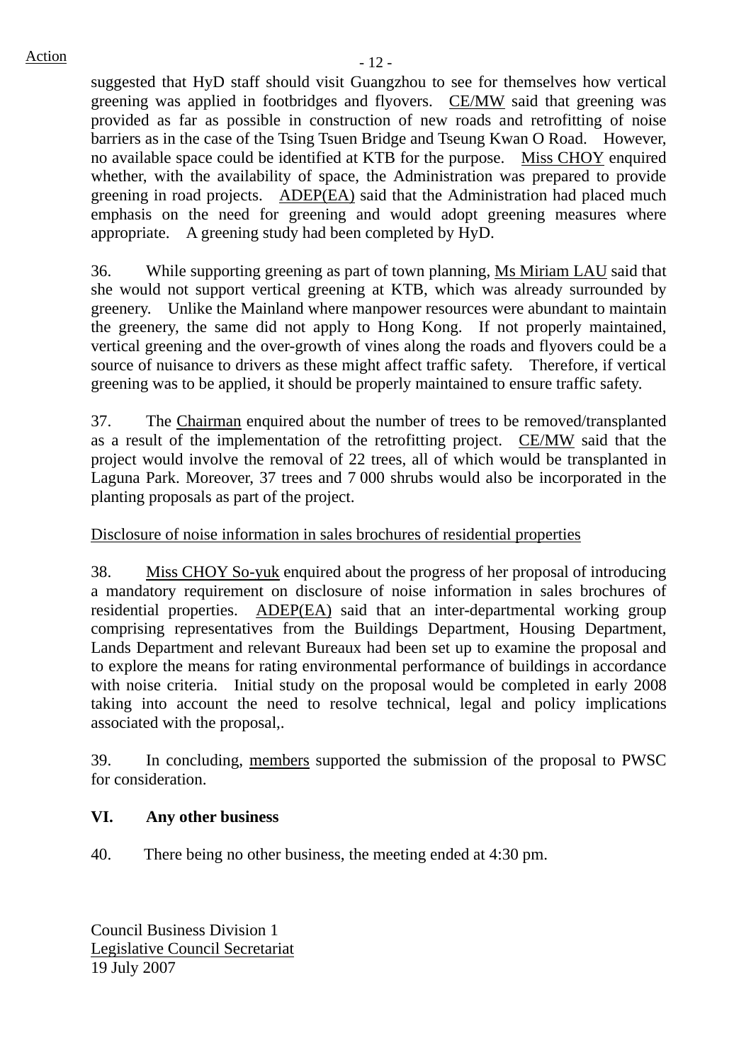Action

suggested that HyD staff should visit Guangzhou to see for themselves how vertical greening was applied in footbridges and flyovers. CE/MW said that greening was provided as far as possible in construction of new roads and retrofitting of noise barriers as in the case of the Tsing Tsuen Bridge and Tseung Kwan O Road. However, no available space could be identified at KTB for the purpose. Miss CHOY enquired whether, with the availability of space, the Administration was prepared to provide greening in road projects. ADEP(EA) said that the Administration had placed much emphasis on the need for greening and would adopt greening measures where appropriate. A greening study had been completed by HyD.

36. While supporting greening as part of town planning, Ms Miriam LAU said that she would not support vertical greening at KTB, which was already surrounded by greenery. Unlike the Mainland where manpower resources were abundant to maintain the greenery, the same did not apply to Hong Kong. If not properly maintained, vertical greening and the over-growth of vines along the roads and flyovers could be a source of nuisance to drivers as these might affect traffic safety. Therefore, if vertical greening was to be applied, it should be properly maintained to ensure traffic safety.

37. The Chairman enquired about the number of trees to be removed/transplanted as a result of the implementation of the retrofitting project. CE/MW said that the project would involve the removal of 22 trees, all of which would be transplanted in Laguna Park. Moreover, 37 trees and 7 000 shrubs would also be incorporated in the planting proposals as part of the project.

Disclosure of noise information in sales brochures of residential properties

38. Miss CHOY So-yuk enquired about the progress of her proposal of introducing a mandatory requirement on disclosure of noise information in sales brochures of residential properties. ADEP(EA) said that an inter-departmental working group comprising representatives from the Buildings Department, Housing Department, Lands Department and relevant Bureaux had been set up to examine the proposal and to explore the means for rating environmental performance of buildings in accordance with noise criteria. Initial study on the proposal would be completed in early 2008 taking into account the need to resolve technical, legal and policy implications associated with the proposal,.

39. In concluding, members supported the submission of the proposal to PWSC for consideration.

## VI. Any other business

40. There being no other business, the meeting ended at 4:30 pm.

Council Business Division 1
Legislative Council Secretariat
19 July 2007